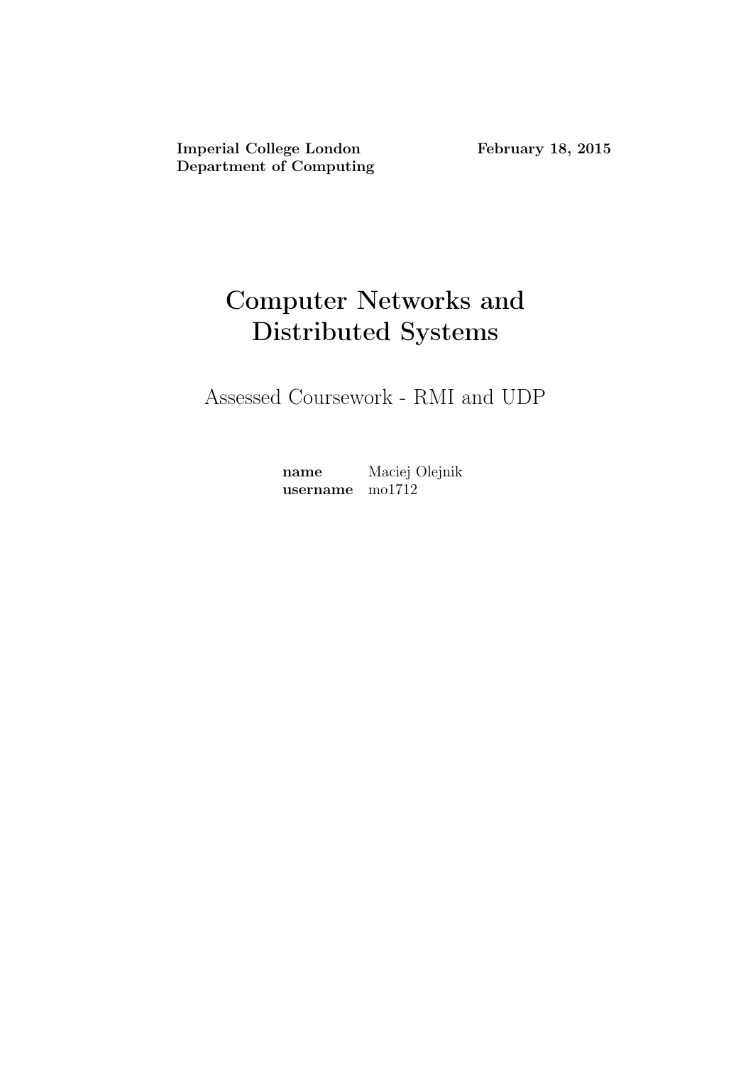**Imperial College London**
**Department of Computing**

**February 18, 2015**

# Computer Networks and Distributed Systems

## Assessed Coursework - RMI and UDP

| | |
|---|---|
| **name** | Maciej Olejnik |
| **username** | mo1712 |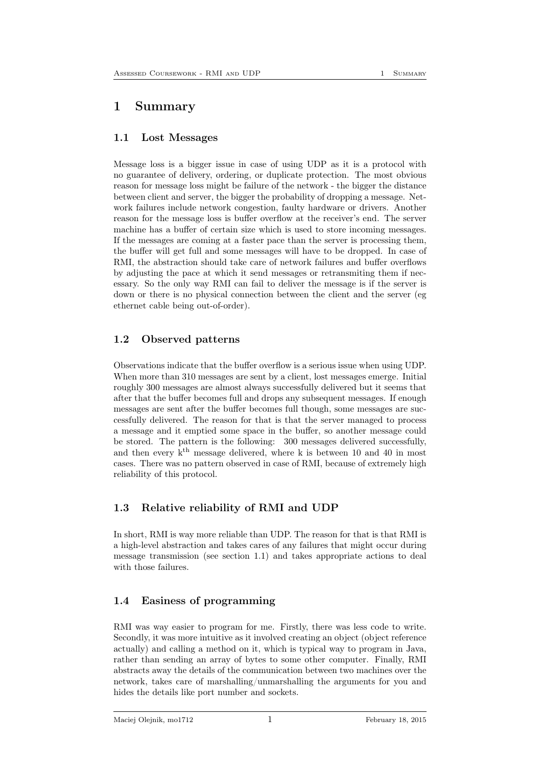# 1 Summary

## 1.1 Lost Messages

Message loss is a bigger issue in case of using UDP as it is a protocol with no guarantee of delivery, ordering, or duplicate protection. The most obvious reason for message loss might be failure of the network - the bigger the distance between client and server, the bigger the probability of dropping a message. Network failures include network congestion, faulty hardware or drivers. Another reason for the message loss is buffer overflow at the receiver's end. The server machine has a buffer of certain size which is used to store incoming messages. If the messages are coming at a faster pace than the server is processing them, the buffer will get full and some messages will have to be dropped. In case of RMI, the abstraction should take care of network failures and buffer overflows by adjusting the pace at which it send messages or retransmiting them if necessary. So the only way RMI can fail to deliver the message is if the server is down or there is no physical connection between the client and the server (eg ethernet cable being out-of-order).

## 1.2 Observed patterns

Observations indicate that the buffer overflow is a serious issue when using UDP. When more than 310 messages are sent by a client, lost messages emerge. Initial roughly 300 messages are almost always successfully delivered but it seems that after that the buffer becomes full and drops any subsequent messages. If enough messages are sent after the buffer becomes full though, some messages are successfully delivered. The reason for that is that the server managed to process a message and it emptied some space in the buffer, so another message could be stored. The pattern is the following: 300 messages delivered successfully, and then every $k^{\text{th}}$ message delivered, where k is between 10 and 40 in most cases. There was no pattern observed in case of RMI, because of extremely high reliability of this protocol.

## 1.3 Relative reliability of RMI and UDP

In short, RMI is way more reliable than UDP. The reason for that is that RMI is a high-level abstraction and takes cares of any failures that might occur during message transmission (see section 1.1) and takes appropriate actions to deal with those failures.

## 1.4 Easiness of programming

RMI was way easier to program for me. Firstly, there was less code to write. Secondly, it was more intuitive as it involved creating an object (object reference actually) and calling a method on it, which is typical way to program in Java, rather than sending an array of bytes to some other computer. Finally, RMI abstracts away the details of the communication between two machines over the network, takes care of marshalling/unmarshalling the arguments for you and hides the details like port number and sockets.